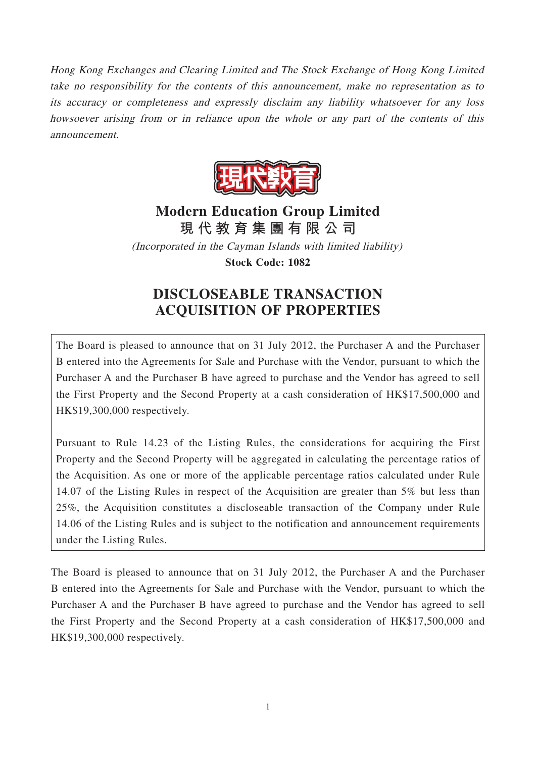*Hong Kong Exchanges and Clearing Limited and The Stock Exchange of Hong Kong Limited take no responsibility for the contents of this announcement, make no representation as to its accuracy or completeness and expressly disclaim any liability whatsoever for any loss howsoever arising from or in reliance upon the whole or any part of the contents of this announcement.*

# Modern Education Group Limited
# 現 代 教 育 集 團 有 限 公 司

*(Incorporated in the Cayman Islands with limited liability)*

**Stock Code: 1082**

## DISCLOSEABLE TRANSACTION
## ACQUISITION OF PROPERTIES

The Board is pleased to announce that on 31 July 2012, the Purchaser A and the Purchaser B entered into the Agreements for Sale and Purchase with the Vendor, pursuant to which the Purchaser A and the Purchaser B have agreed to purchase and the Vendor has agreed to sell the First Property and the Second Property at a cash consideration of HK$17,500,000 and HK$19,300,000 respectively.

Pursuant to Rule 14.23 of the Listing Rules, the considerations for acquiring the First Property and the Second Property will be aggregated in calculating the percentage ratios of the Acquisition. As one or more of the applicable percentage ratios calculated under Rule 14.07 of the Listing Rules in respect of the Acquisition are greater than 5% but less than 25%, the Acquisition constitutes a discloseable transaction of the Company under Rule 14.06 of the Listing Rules and is subject to the notification and announcement requirements under the Listing Rules.

The Board is pleased to announce that on 31 July 2012, the Purchaser A and the Purchaser B entered into the Agreements for Sale and Purchase with the Vendor, pursuant to which the Purchaser A and the Purchaser B have agreed to purchase and the Vendor has agreed to sell the First Property and the Second Property at a cash consideration of HK$17,500,000 and HK$19,300,000 respectively.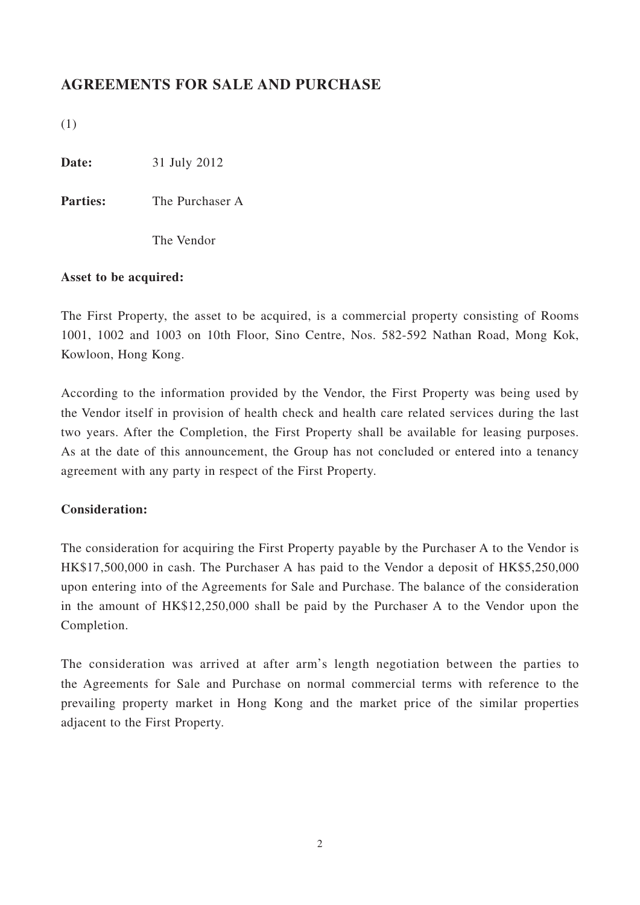## AGREEMENTS FOR SALE AND PURCHASE

(1)

**Date:** 31 July 2012

**Parties:** The Purchaser A

The Vendor

**Asset to be acquired:**

The First Property, the asset to be acquired, is a commercial property consisting of Rooms 1001, 1002 and 1003 on 10th Floor, Sino Centre, Nos. 582-592 Nathan Road, Mong Kok, Kowloon, Hong Kong.

According to the information provided by the Vendor, the First Property was being used by the Vendor itself in provision of health check and health care related services during the last two years. After the Completion, the First Property shall be available for leasing purposes. As at the date of this announcement, the Group has not concluded or entered into a tenancy agreement with any party in respect of the First Property.

**Consideration:**

The consideration for acquiring the First Property payable by the Purchaser A to the Vendor is HK$17,500,000 in cash. The Purchaser A has paid to the Vendor a deposit of HK$5,250,000 upon entering into of the Agreements for Sale and Purchase. The balance of the consideration in the amount of HK$12,250,000 shall be paid by the Purchaser A to the Vendor upon the Completion.

The consideration was arrived at after arm's length negotiation between the parties to the Agreements for Sale and Purchase on normal commercial terms with reference to the prevailing property market in Hong Kong and the market price of the similar properties adjacent to the First Property.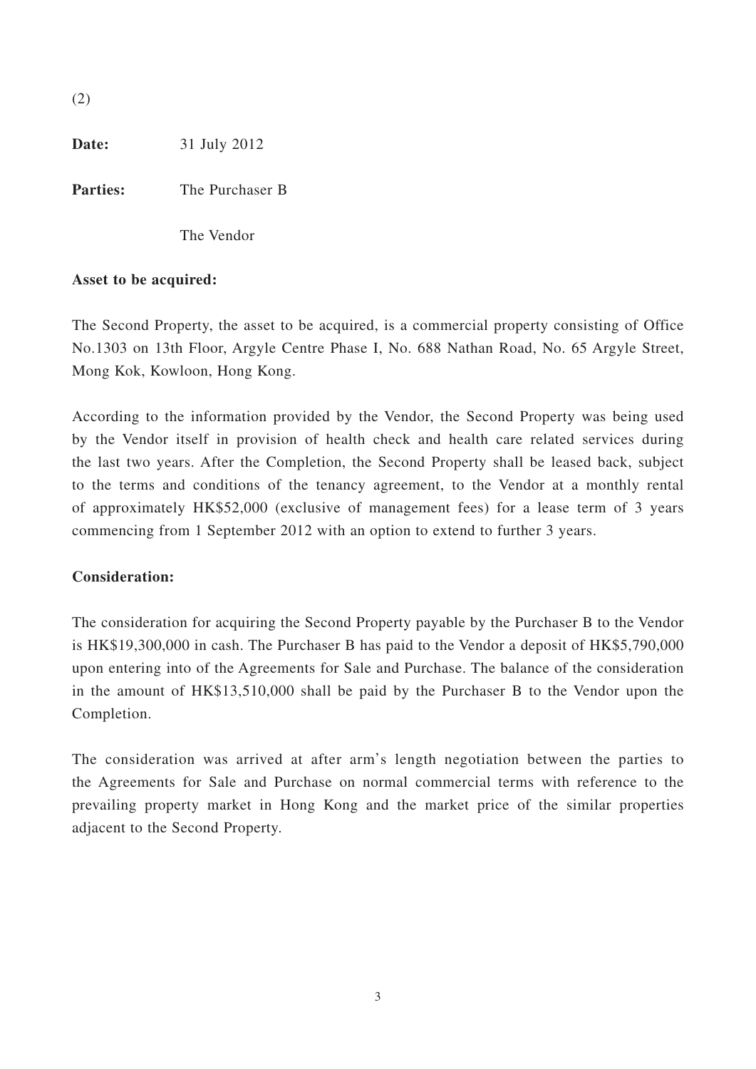(2)

**Date:** 31 July 2012

**Parties:** The Purchaser B

The Vendor

**Asset to be acquired:**

The Second Property, the asset to be acquired, is a commercial property consisting of Office No.1303 on 13th Floor, Argyle Centre Phase I, No. 688 Nathan Road, No. 65 Argyle Street, Mong Kok, Kowloon, Hong Kong.

According to the information provided by the Vendor, the Second Property was being used by the Vendor itself in provision of health check and health care related services during the last two years. After the Completion, the Second Property shall be leased back, subject to the terms and conditions of the tenancy agreement, to the Vendor at a monthly rental of approximately HK$52,000 (exclusive of management fees) for a lease term of 3 years commencing from 1 September 2012 with an option to extend to further 3 years.

**Consideration:**

The consideration for acquiring the Second Property payable by the Purchaser B to the Vendor is HK$19,300,000 in cash. The Purchaser B has paid to the Vendor a deposit of HK$5,790,000 upon entering into of the Agreements for Sale and Purchase. The balance of the consideration in the amount of HK$13,510,000 shall be paid by the Purchaser B to the Vendor upon the Completion.

The consideration was arrived at after arm's length negotiation between the parties to the Agreements for Sale and Purchase on normal commercial terms with reference to the prevailing property market in Hong Kong and the market price of the similar properties adjacent to the Second Property.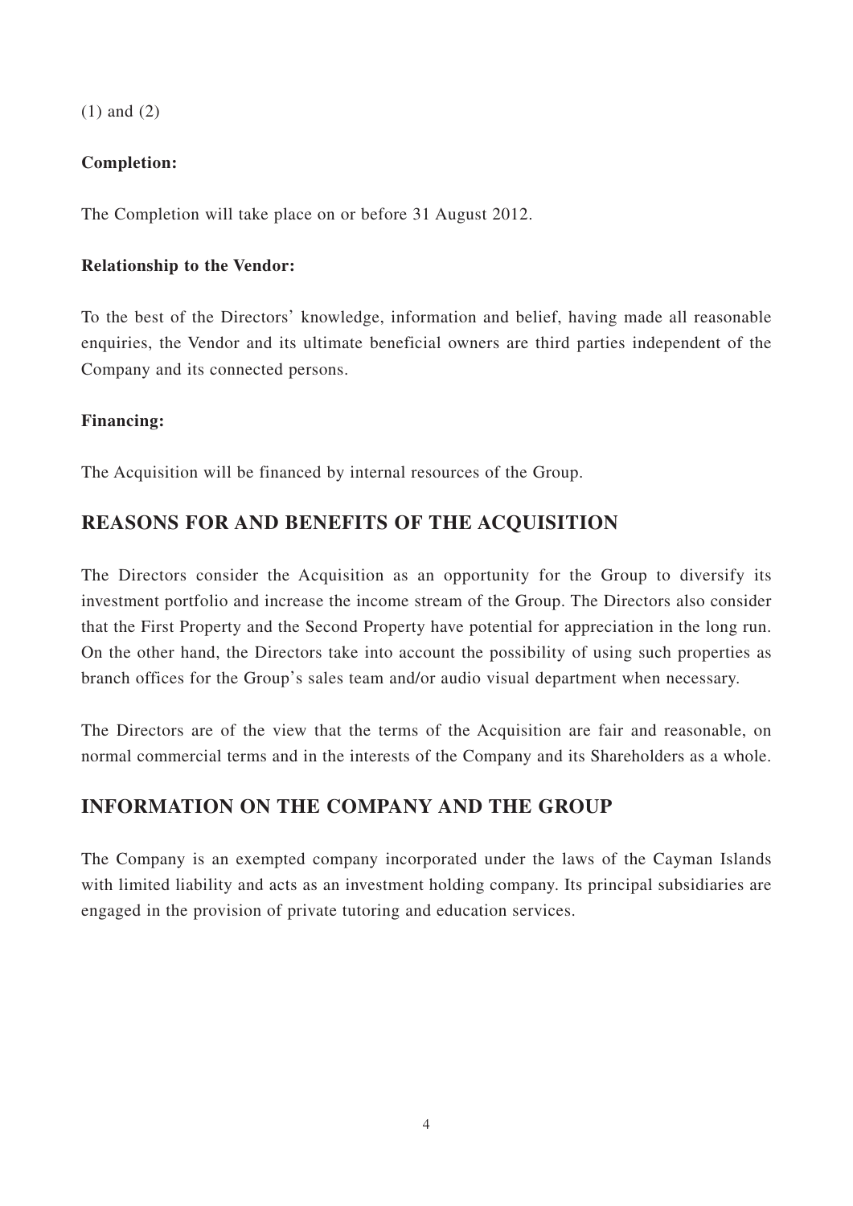(1) and (2)

**Completion:**

The Completion will take place on or before 31 August 2012.

**Relationship to the Vendor:**

To the best of the Directors' knowledge, information and belief, having made all reasonable enquiries, the Vendor and its ultimate beneficial owners are third parties independent of the Company and its connected persons.

**Financing:**

The Acquisition will be financed by internal resources of the Group.

## REASONS FOR AND BENEFITS OF THE ACQUISITION

The Directors consider the Acquisition as an opportunity for the Group to diversify its investment portfolio and increase the income stream of the Group. The Directors also consider that the First Property and the Second Property have potential for appreciation in the long run. On the other hand, the Directors take into account the possibility of using such properties as branch offices for the Group's sales team and/or audio visual department when necessary.

The Directors are of the view that the terms of the Acquisition are fair and reasonable, on normal commercial terms and in the interests of the Company and its Shareholders as a whole.

## INFORMATION ON THE COMPANY AND THE GROUP

The Company is an exempted company incorporated under the laws of the Cayman Islands with limited liability and acts as an investment holding company. Its principal subsidiaries are engaged in the provision of private tutoring and education services.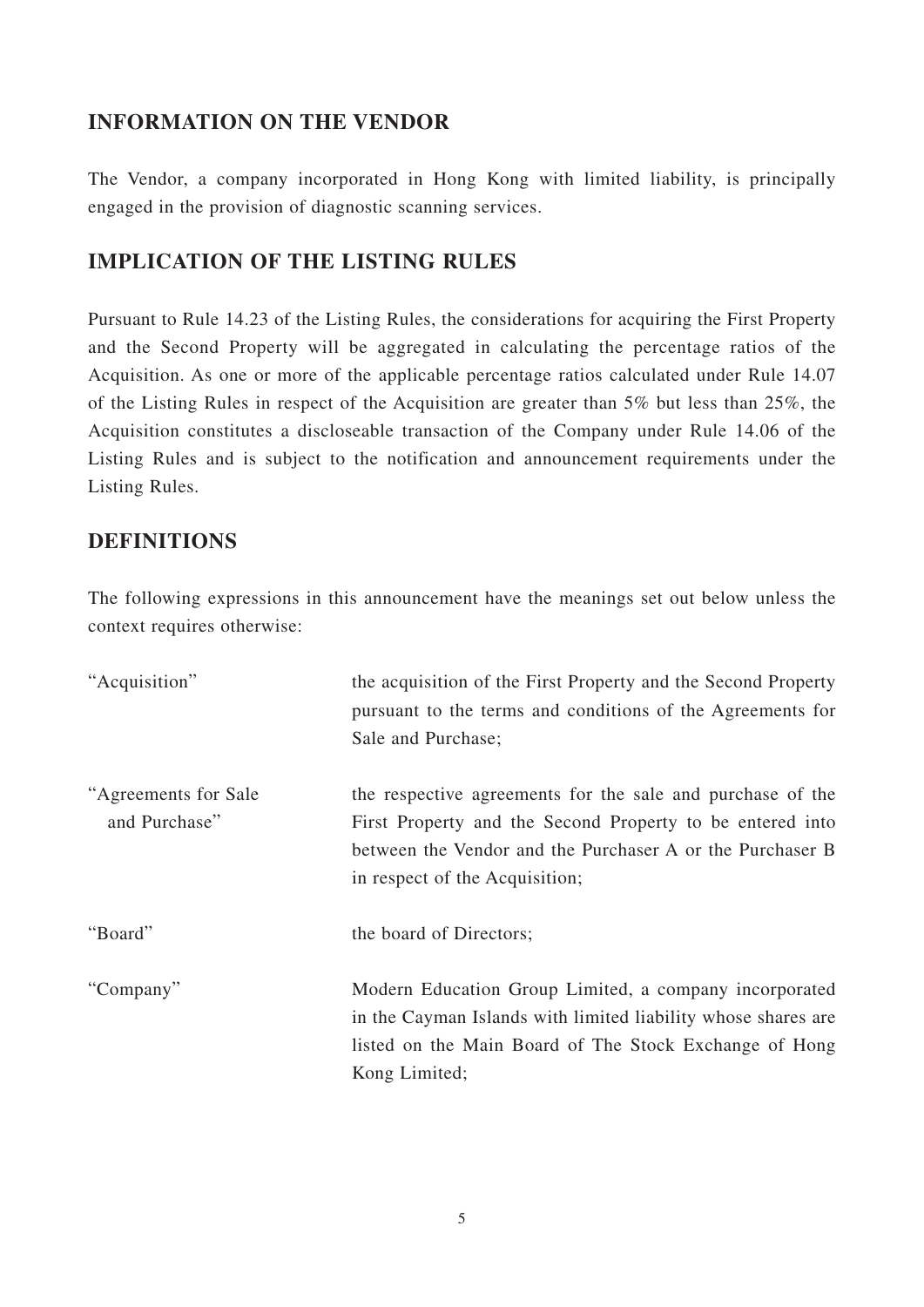## INFORMATION ON THE VENDOR

The Vendor, a company incorporated in Hong Kong with limited liability, is principally engaged in the provision of diagnostic scanning services.

## IMPLICATION OF THE LISTING RULES

Pursuant to Rule 14.23 of the Listing Rules, the considerations for acquiring the First Property and the Second Property will be aggregated in calculating the percentage ratios of the Acquisition. As one or more of the applicable percentage ratios calculated under Rule 14.07 of the Listing Rules in respect of the Acquisition are greater than 5% but less than 25%, the Acquisition constitutes a discloseable transaction of the Company under Rule 14.06 of the Listing Rules and is subject to the notification and announcement requirements under the Listing Rules.

## DEFINITIONS

The following expressions in this announcement have the meanings set out below unless the context requires otherwise:

| | |
|---|---|
| "Acquisition" | the acquisition of the First Property and the Second Property pursuant to the terms and conditions of the Agreements for Sale and Purchase; |
| "Agreements for Sale and Purchase" | the respective agreements for the sale and purchase of the First Property and the Second Property to be entered into between the Vendor and the Purchaser A or the Purchaser B in respect of the Acquisition; |
| "Board" | the board of Directors; |
| "Company" | Modern Education Group Limited, a company incorporated in the Cayman Islands with limited liability whose shares are listed on the Main Board of The Stock Exchange of Hong Kong Limited; |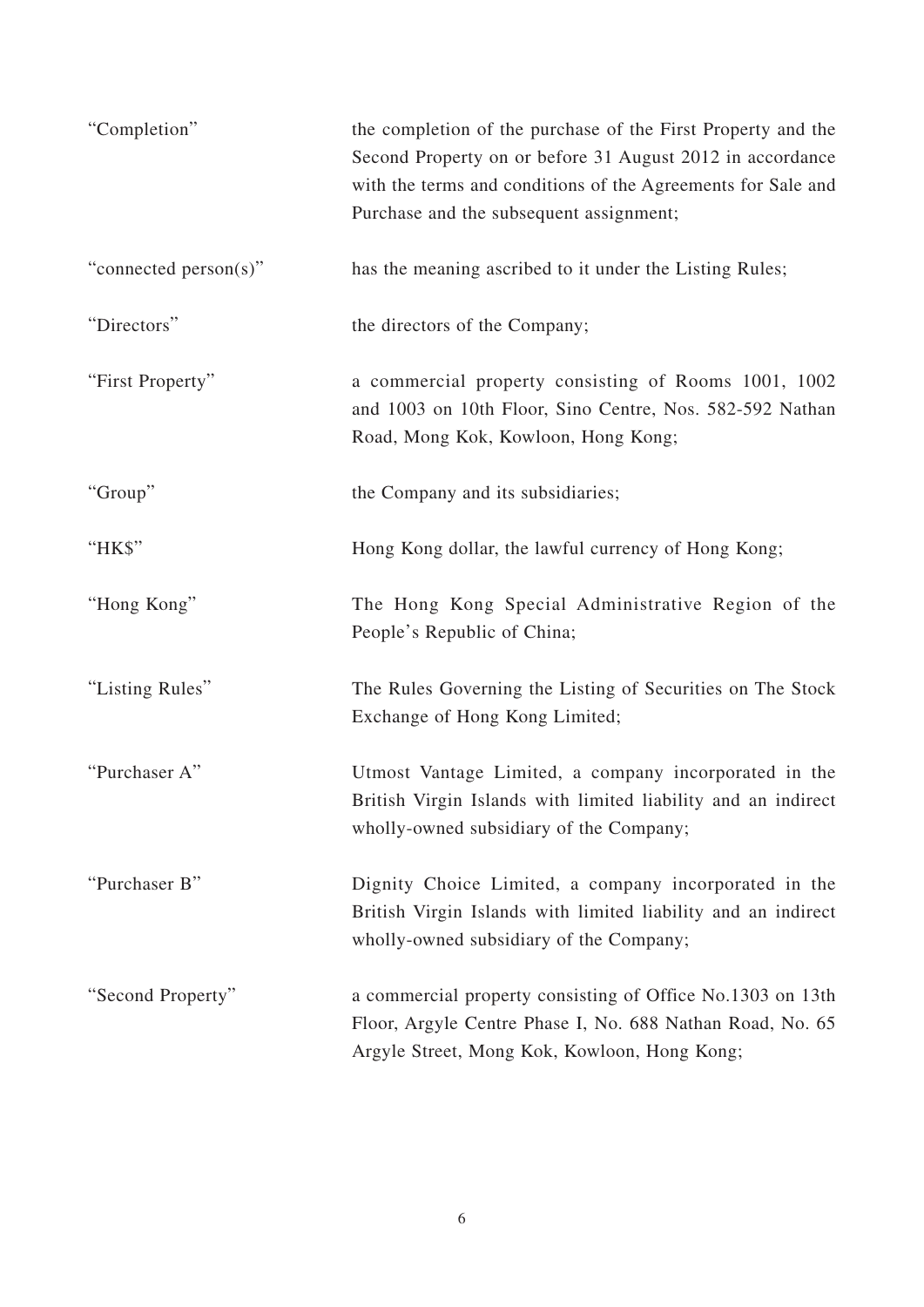| | |
|---|---|
| "Completion" | the completion of the purchase of the First Property and the Second Property on or before 31 August 2012 in accordance with the terms and conditions of the Agreements for Sale and Purchase and the subsequent assignment; |
| "connected person(s)" | has the meaning ascribed to it under the Listing Rules; |
| "Directors" | the directors of the Company; |
| "First Property" | a commercial property consisting of Rooms 1001, 1002 and 1003 on 10th Floor, Sino Centre, Nos. 582-592 Nathan Road, Mong Kok, Kowloon, Hong Kong; |
| "Group" | the Company and its subsidiaries; |
| "HK$" | Hong Kong dollar, the lawful currency of Hong Kong; |
| "Hong Kong" | The Hong Kong Special Administrative Region of the People's Republic of China; |
| "Listing Rules" | The Rules Governing the Listing of Securities on The Stock Exchange of Hong Kong Limited; |
| "Purchaser A" | Utmost Vantage Limited, a company incorporated in the British Virgin Islands with limited liability and an indirect wholly-owned subsidiary of the Company; |
| "Purchaser B" | Dignity Choice Limited, a company incorporated in the British Virgin Islands with limited liability and an indirect wholly-owned subsidiary of the Company; |
| "Second Property" | a commercial property consisting of Office No.1303 on 13th Floor, Argyle Centre Phase I, No. 688 Nathan Road, No. 65 Argyle Street, Mong Kok, Kowloon, Hong Kong; |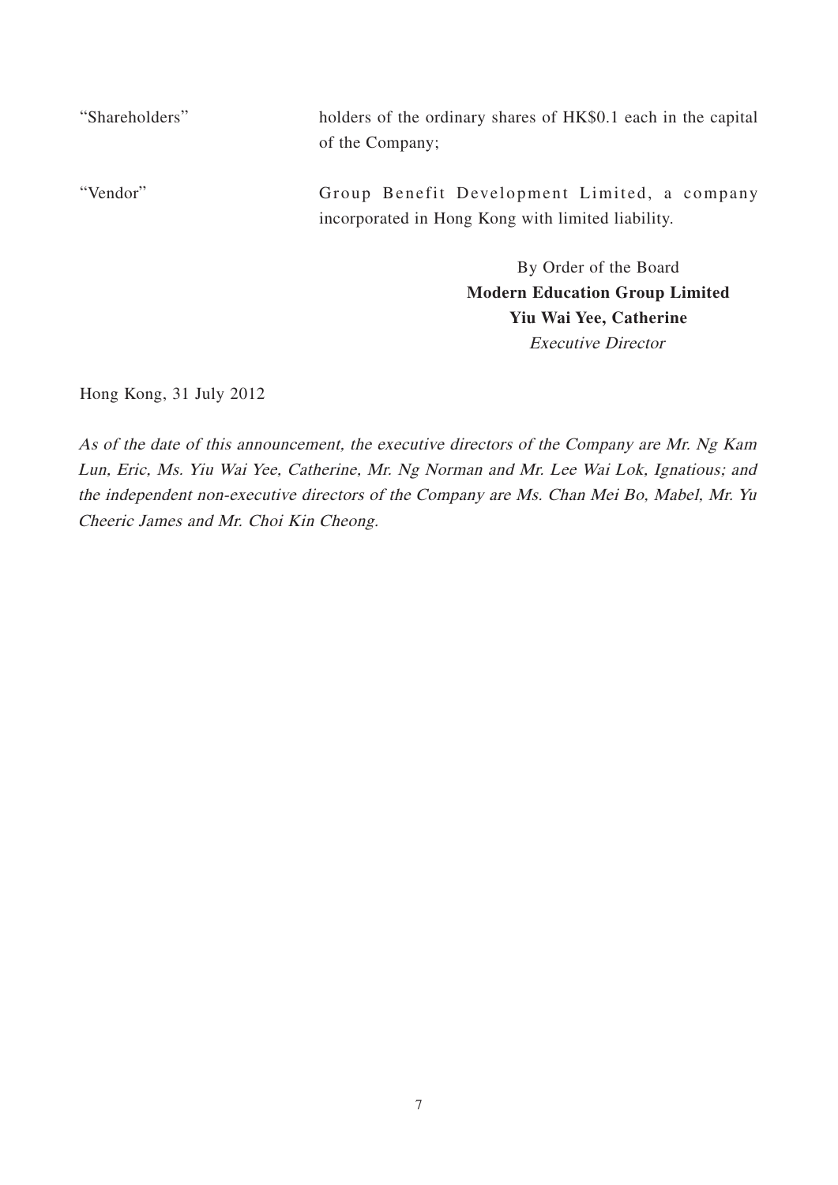| | |
|---|---|
| “Shareholders” | holders of the ordinary shares of HK$0.1 each in the capital of the Company; |
| “Vendor” | Group Benefit Development Limited, a company incorporated in Hong Kong with limited liability. |

By Order of the Board
**Modern Education Group Limited**
**Yiu Wai Yee, Catherine**
*Executive Director*

Hong Kong, 31 July 2012

*As of the date of this announcement, the executive directors of the Company are Mr. Ng Kam Lun, Eric, Ms. Yiu Wai Yee, Catherine, Mr. Ng Norman and Mr. Lee Wai Lok, Ignatious; and the independent non-executive directors of the Company are Ms. Chan Mei Bo, Mabel, Mr. Yu Cheeric James and Mr. Choi Kin Cheong.*